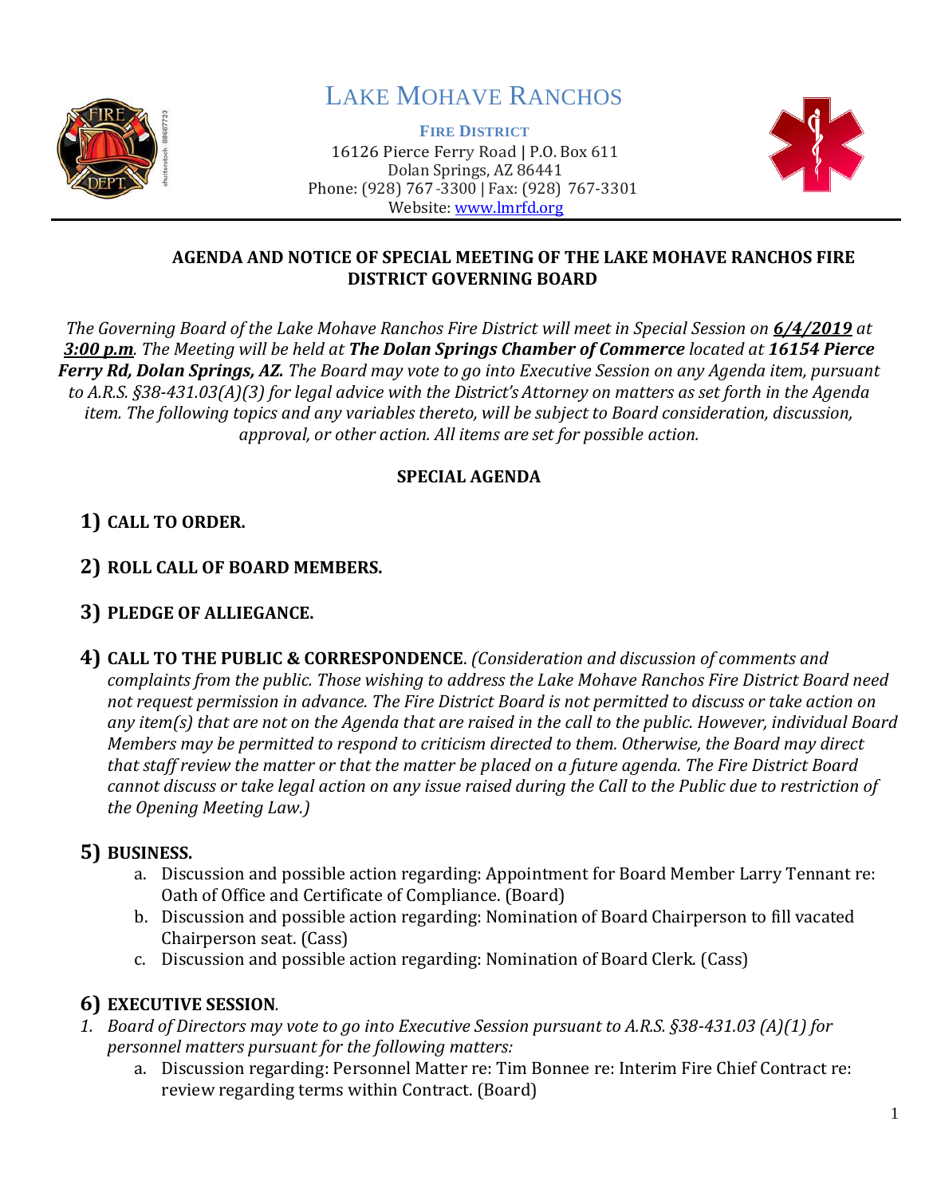# LAKE MOHAVE RANCHOS

**FIRE DISTRICT**

16126 Pierce Ferry Road | P.O. Box 611
Dolan Springs, AZ 86441
Phone: (928) 767-3300 | Fax: (928) 767-3301
Website: www.lmrfd.org

## AGENDA AND NOTICE OF SPECIAL MEETING OF THE LAKE MOHAVE RANCHOS FIRE DISTRICT GOVERNING BOARD

*The Governing Board of the Lake Mohave Ranchos Fire District will meet in Special Session on **6/4/2019** at **3:00 p.m**. The Meeting will be held at **The Dolan Springs Chamber of Commerce** located at **16154 Pierce Ferry Rd, Dolan Springs, AZ.** The Board may vote to go into Executive Session on any Agenda item, pursuant to A.R.S. §38-431.03(A)(3) for legal advice with the District's Attorney on matters as set forth in the Agenda item. The following topics and any variables thereto, will be subject to Board consideration, discussion, approval, or other action. All items are set for possible action.*

### SPECIAL AGENDA

1) **CALL TO ORDER.**

2) **ROLL CALL OF BOARD MEMBERS.**

3) **PLEDGE OF ALLIEGANCE.**

4) **CALL TO THE PUBLIC & CORRESPONDENCE**. *(Consideration and discussion of comments and complaints from the public. Those wishing to address the Lake Mohave Ranchos Fire District Board need not request permission in advance. The Fire District Board is not permitted to discuss or take action on any item(s) that are not on the Agenda that are raised in the call to the public. However, individual Board Members may be permitted to respond to criticism directed to them. Otherwise, the Board may direct that staff review the matter or that the matter be placed on a future agenda. The Fire District Board cannot discuss or take legal action on any issue raised during the Call to the Public due to restriction of the Opening Meeting Law.)*

5) **BUSINESS.**
   a. Discussion and possible action regarding: Appointment for Board Member Larry Tennant re: Oath of Office and Certificate of Compliance. (Board)
   b. Discussion and possible action regarding: Nomination of Board Chairperson to fill vacated Chairperson seat. (Cass)
   c. Discussion and possible action regarding: Nomination of Board Clerk. (Cass)

6) **EXECUTIVE SESSION**.

1. *Board of Directors may vote to go into Executive Session pursuant to A.R.S. §38-431.03 (A)(1) for personnel matters pursuant for the following matters:*
   a. Discussion regarding: Personnel Matter re: Tim Bonnee re: Interim Fire Chief Contract re: review regarding terms within Contract. (Board)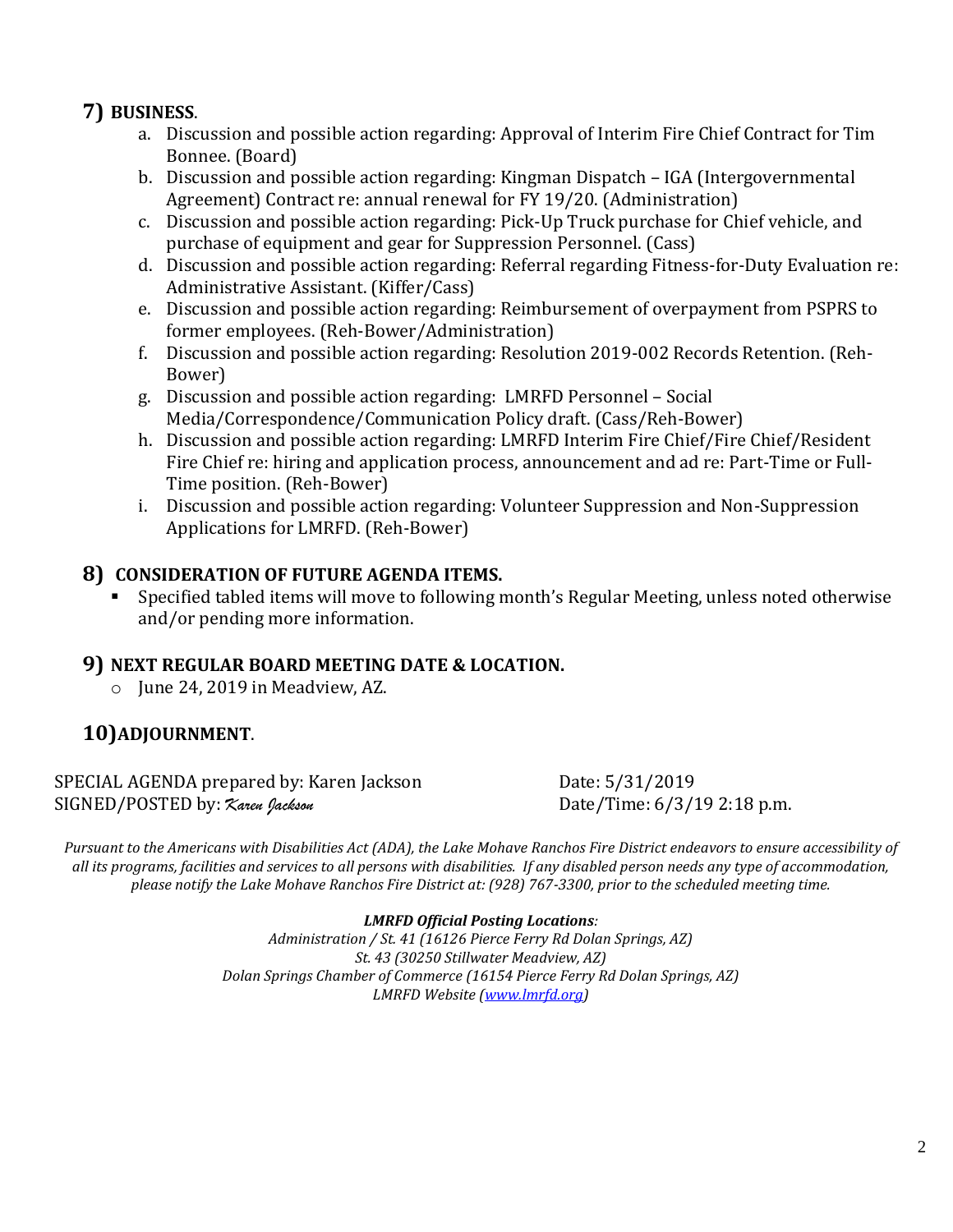## 7) BUSINESS.

a. Discussion and possible action regarding: Approval of Interim Fire Chief Contract for Tim Bonnee. (Board)
b. Discussion and possible action regarding: Kingman Dispatch – IGA (Intergovernmental Agreement) Contract re: annual renewal for FY 19/20. (Administration)
c. Discussion and possible action regarding: Pick-Up Truck purchase for Chief vehicle, and purchase of equipment and gear for Suppression Personnel. (Cass)
d. Discussion and possible action regarding: Referral regarding Fitness-for-Duty Evaluation re: Administrative Assistant. (Kiffer/Cass)
e. Discussion and possible action regarding: Reimbursement of overpayment from PSPRS to former employees. (Reh-Bower/Administration)
f. Discussion and possible action regarding: Resolution 2019-002 Records Retention. (Reh-Bower)
g. Discussion and possible action regarding: LMRFD Personnel – Social Media/Correspondence/Communication Policy draft. (Cass/Reh-Bower)
h. Discussion and possible action regarding: LMRFD Interim Fire Chief/Fire Chief/Resident Fire Chief re: hiring and application process, announcement and ad re: Part-Time or Full-Time position. (Reh-Bower)
i. Discussion and possible action regarding: Volunteer Suppression and Non-Suppression Applications for LMRFD. (Reh-Bower)

## 8) CONSIDERATION OF FUTURE AGENDA ITEMS.

- Specified tabled items will move to following month's Regular Meeting, unless noted otherwise and/or pending more information.

## 9) NEXT REGULAR BOARD MEETING DATE & LOCATION.

- June 24, 2019 in Meadview, AZ.

## 10) ADJOURNMENT.

SPECIAL AGENDA prepared by: Karen Jackson — Date: 5/31/2019
SIGNED/POSTED by: *Karen Jackson* — Date/Time: 6/3/19 2:18 p.m.

*Pursuant to the Americans with Disabilities Act (ADA), the Lake Mohave Ranchos Fire District endeavors to ensure accessibility of all its programs, facilities and services to all persons with disabilities. If any disabled person needs any type of accommodation, please notify the Lake Mohave Ranchos Fire District at: (928) 767-3300, prior to the scheduled meeting time.*

***LMRFD Official Posting Locations:***
*Administration / St. 41 (16126 Pierce Ferry Rd Dolan Springs, AZ)*
*St. 43 (30250 Stillwater Meadview, AZ)*
*Dolan Springs Chamber of Commerce (16154 Pierce Ferry Rd Dolan Springs, AZ)*
*LMRFD Website (www.lmrfd.org)*